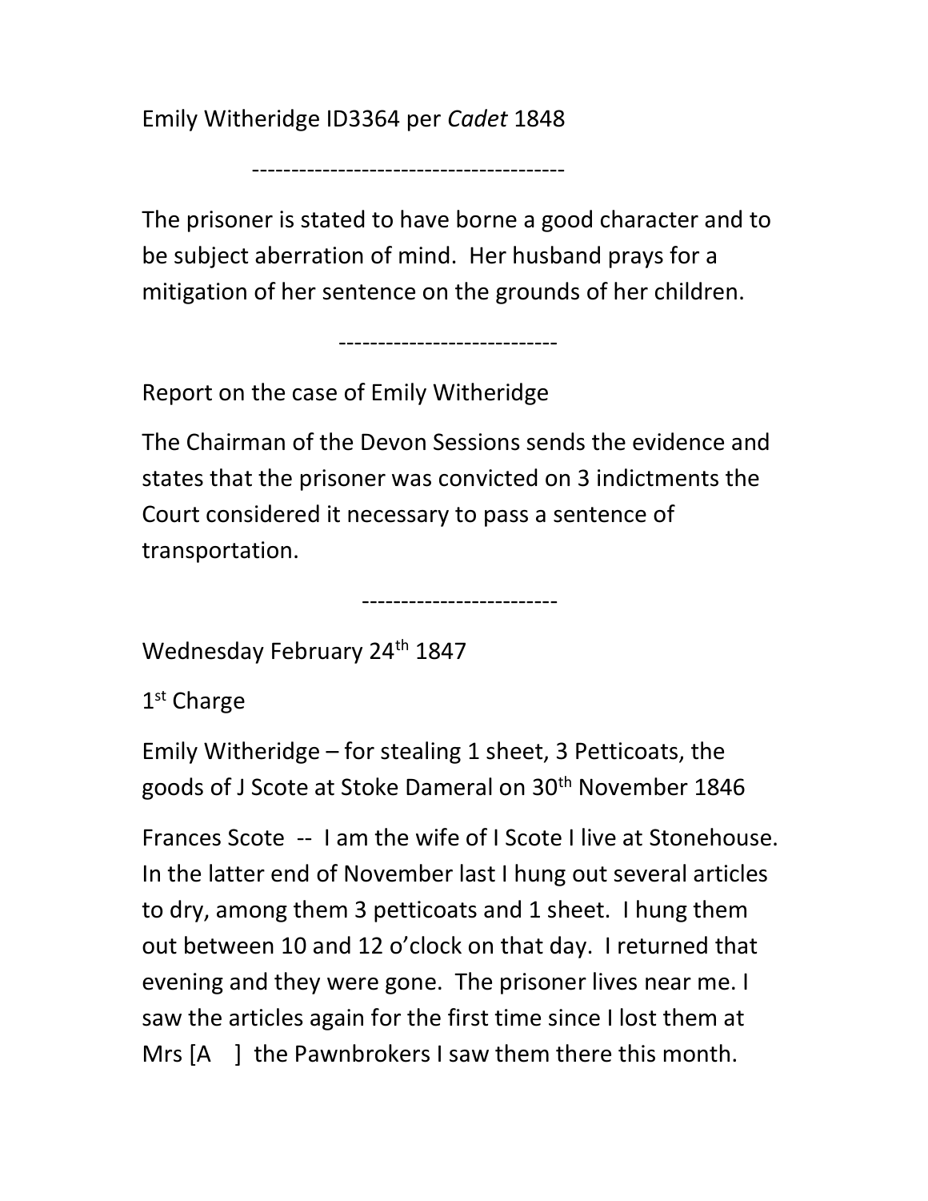Emily Witheridge ID3364 per *Cadet* 1848

---------------------------------------

The prisoner is stated to have borne a good character and to be subject aberration of mind. Her husband prays for a mitigation of her sentence on the grounds of her children.

----------------------------

Report on the case of Emily Witheridge

The Chairman of the Devon Sessions sends the evidence and states that the prisoner was convicted on 3 indictments the Court considered it necessary to pass a sentence of transportation.

-------------------------

Wednesday February 24th 1847

1st Charge

Emily Witheridge – for stealing 1 sheet, 3 Petticoats, the goods of J Scote at Stoke Dameral on 30th November 1846

Frances Scote -- I am the wife of I Scote I live at Stonehouse. In the latter end of November last I hung out several articles to dry, among them 3 petticoats and 1 sheet. I hung them out between 10 and 12 o'clock on that day. I returned that evening and they were gone. The prisoner lives near me. I saw the articles again for the first time since I lost them at Mrs [A ] the Pawnbrokers I saw them there this month.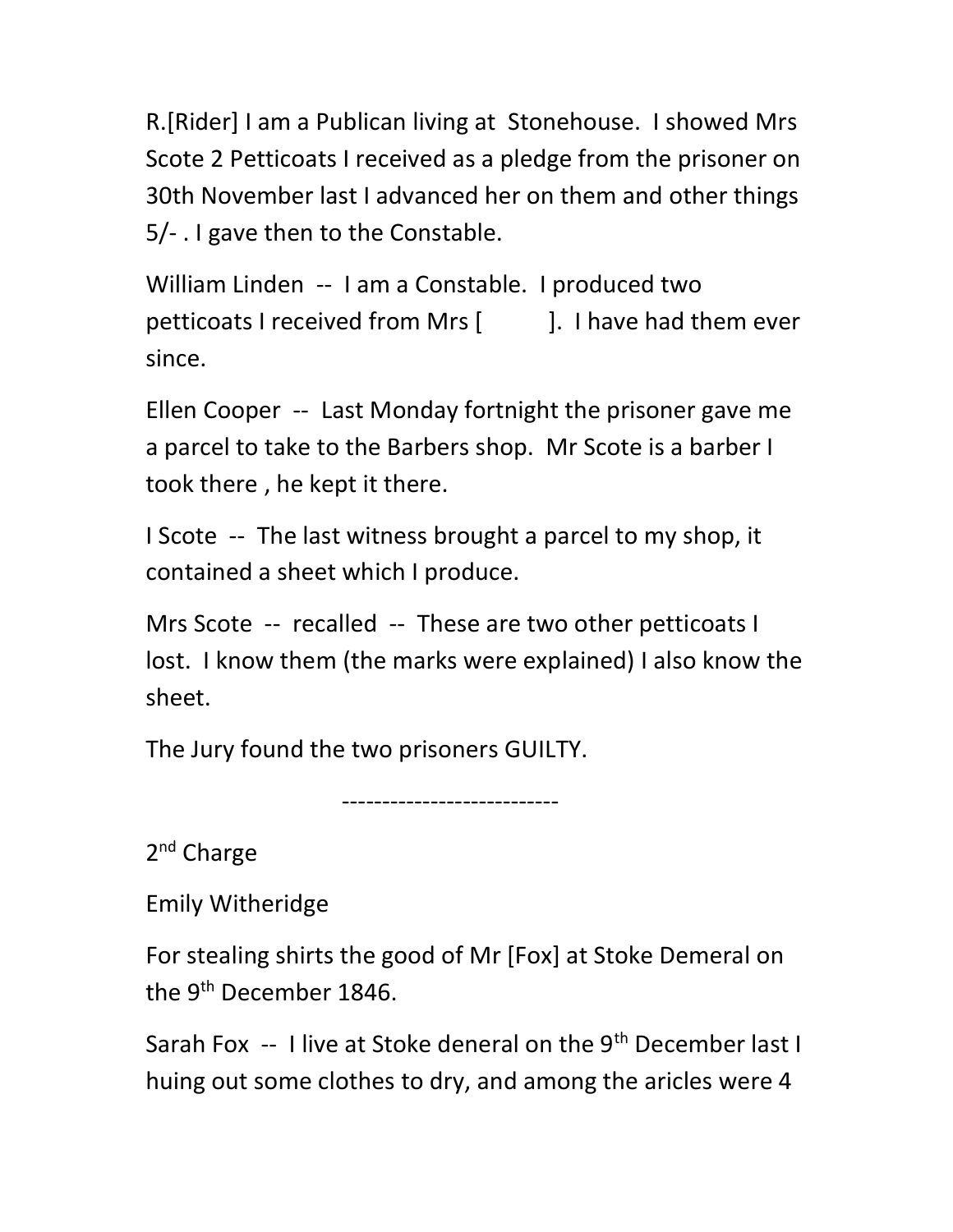R.[Rider] I am a Publican living at Stonehouse. I showed Mrs Scote 2 Petticoats I received as a pledge from the prisoner on 30th November last I advanced her on them and other things 5/- . I gave then to the Constable.

William Linden -- I am a Constable. I produced two petticoats I received from Mrs [ ]. I have had them ever since.

Ellen Cooper -- Last Monday fortnight the prisoner gave me a parcel to take to the Barbers shop. Mr Scote is a barber I took there , he kept it there.

I Scote -- The last witness brought a parcel to my shop, it contained a sheet which I produce.

Mrs Scote -- recalled -- These are two other petticoats I lost. I know them (the marks were explained) I also know the sheet.

The Jury found the two prisoners GUILTY.

---------------------------

2nd Charge

Emily Witheridge

For stealing shirts the good of Mr [Fox] at Stoke Demeral on the 9th December 1846.

Sarah Fox -- I live at Stoke deneral on the 9th December last I huing out some clothes to dry, and among the aricles were 4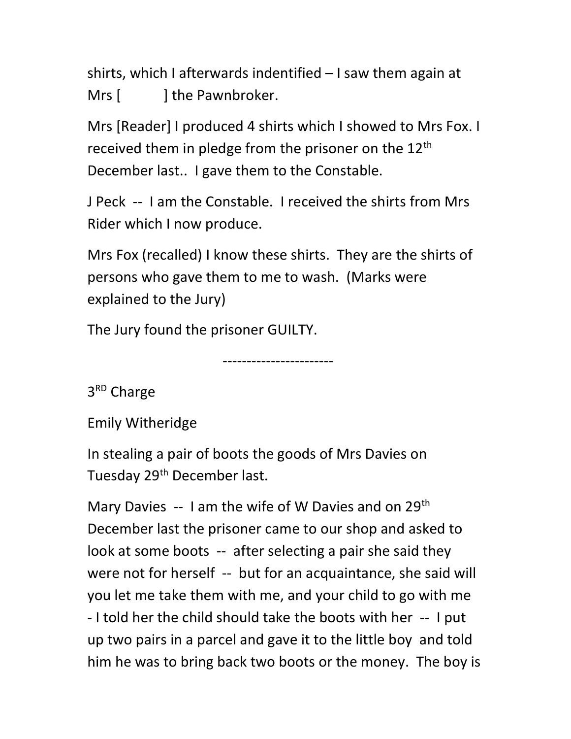shirts, which I afterwards indentified – I saw them again at Mrs [ ] the Pawnbroker.

Mrs [Reader] I produced 4 shirts which I showed to Mrs Fox. I received them in pledge from the prisoner on the 12th December last.. I gave them to the Constable.

J Peck -- I am the Constable. I received the shirts from Mrs Rider which I now produce.

Mrs Fox (recalled) I know these shirts. They are the shirts of persons who gave them to me to wash. (Marks were explained to the Jury)

The Jury found the prisoner GUILTY.

-----------------------

3RD Charge

Emily Witheridge

In stealing a pair of boots the goods of Mrs Davies on Tuesday 29th December last.

Mary Davies -- I am the wife of W Davies and on 29th December last the prisoner came to our shop and asked to look at some boots -- after selecting a pair she said they were not for herself -- but for an acquaintance, she said will you let me take them with me, and your child to go with me - I told her the child should take the boots with her -- I put up two pairs in a parcel and gave it to the little boy and told him he was to bring back two boots or the money. The boy is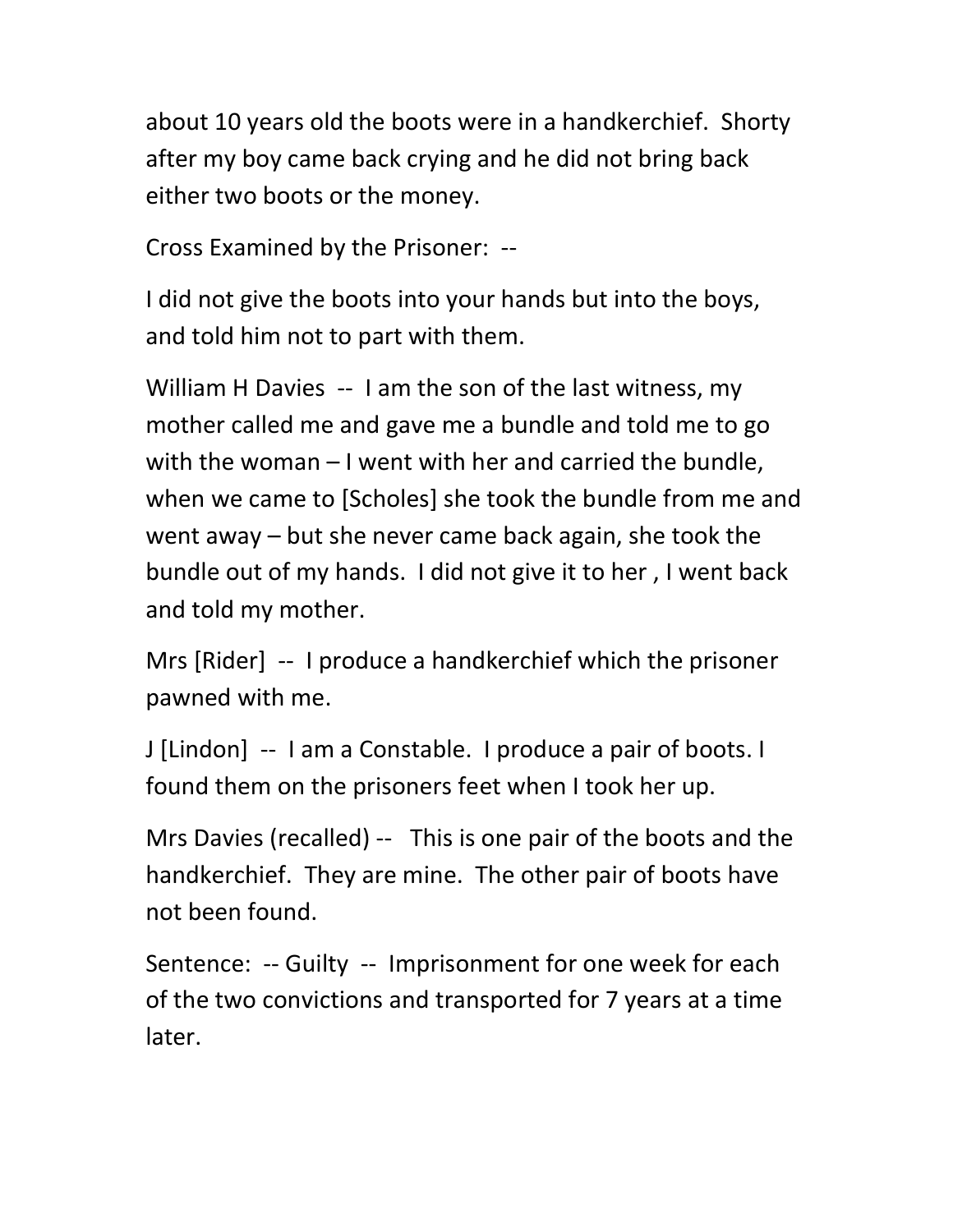about 10 years old the boots were in a handkerchief. Shorty after my boy came back crying and he did not bring back either two boots or the money.

Cross Examined by the Prisoner: --

I did not give the boots into your hands but into the boys, and told him not to part with them.

William H Davies -- I am the son of the last witness, my mother called me and gave me a bundle and told me to go with the woman – I went with her and carried the bundle, when we came to [Scholes] she took the bundle from me and went away – but she never came back again, she took the bundle out of my hands. I did not give it to her , I went back and told my mother.

Mrs [Rider] -- I produce a handkerchief which the prisoner pawned with me.

J [Lindon] -- I am a Constable. I produce a pair of boots. I found them on the prisoners feet when I took her up.

Mrs Davies (recalled) -- This is one pair of the boots and the handkerchief. They are mine. The other pair of boots have not been found.

Sentence: -- Guilty -- Imprisonment for one week for each of the two convictions and transported for 7 years at a time later.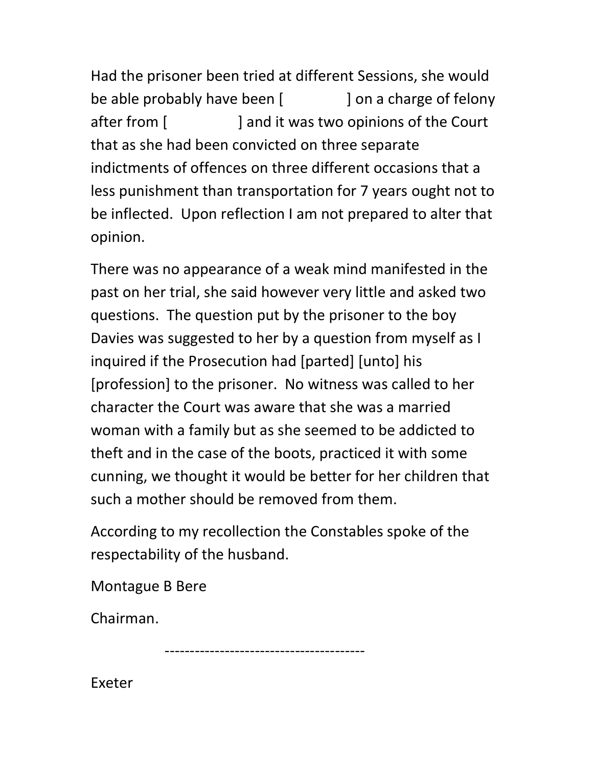Had the prisoner been tried at different Sessions, she would be able probably have been [ ] on a charge of felony after from [ ] and it was two opinions of the Court that as she had been convicted on three separate indictments of offences on three different occasions that a less punishment than transportation for 7 years ought not to be inflected. Upon reflection I am not prepared to alter that opinion.

There was no appearance of a weak mind manifested in the past on her trial, she said however very little and asked two questions. The question put by the prisoner to the boy Davies was suggested to her by a question from myself as I inquired if the Prosecution had [parted] [unto] his [profession] to the prisoner. No witness was called to her character the Court was aware that she was a married woman with a family but as she seemed to be addicted to theft and in the case of the boots, practiced it with some cunning, we thought it would be better for her children that such a mother should be removed from them.

According to my recollection the Constables spoke of the respectability of the husband.

Montague B Bere

Chairman.

---------------------------------------

Exeter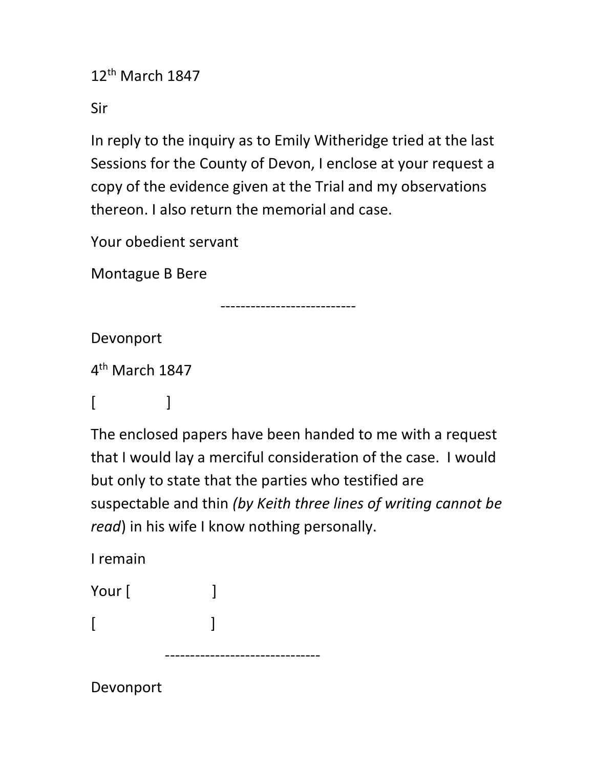12th March 1847

Sir

In reply to the inquiry as to Emily Witheridge tried at the last Sessions for the County of Devon, I enclose at your request a copy of the evidence given at the Trial and my observations thereon. I also return the memorial and case.

Your obedient servant

Montague B Bere

---------------------------

Devonport

4th March 1847

[ ]

The enclosed papers have been handed to me with a request that I would lay a merciful consideration of the case. I would but only to state that the parties who testified are suspectable and thin *(by Keith three lines of writing cannot be read*) in his wife I know nothing personally.

I remain

Your [ ]

[ ]

-------------------------------

Devonport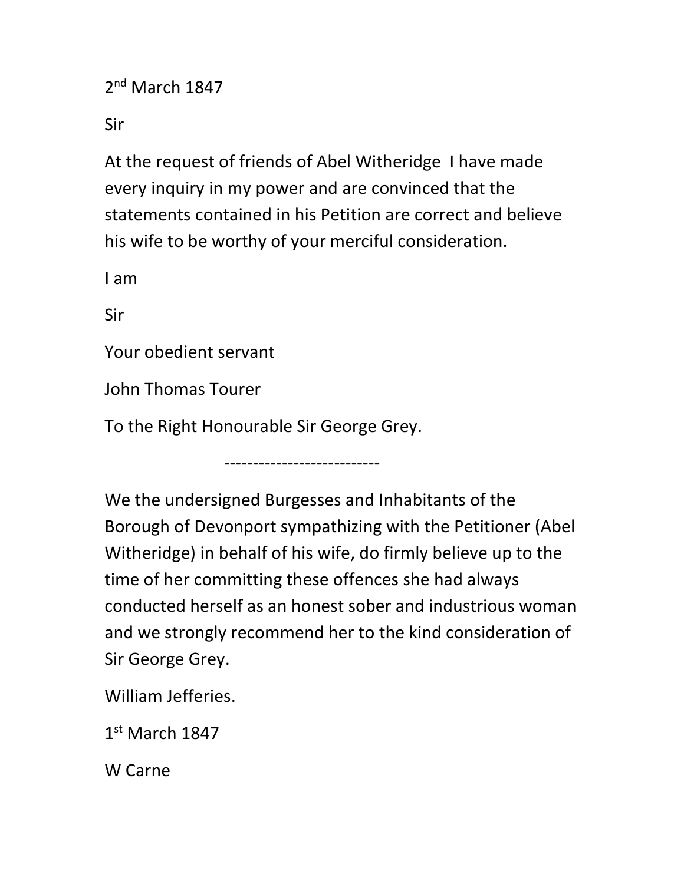2nd March 1847

Sir

At the request of friends of Abel Witheridge I have made every inquiry in my power and are convinced that the statements contained in his Petition are correct and believe his wife to be worthy of your merciful consideration.

I am

Sir

Your obedient servant

John Thomas Tourer

To the Right Honourable Sir George Grey.

---------------------------

We the undersigned Burgesses and Inhabitants of the Borough of Devonport sympathizing with the Petitioner (Abel Witheridge) in behalf of his wife, do firmly believe up to the time of her committing these offences she had always conducted herself as an honest sober and industrious woman and we strongly recommend her to the kind consideration of Sir George Grey.

William Jefferies.

1st March 1847

W Carne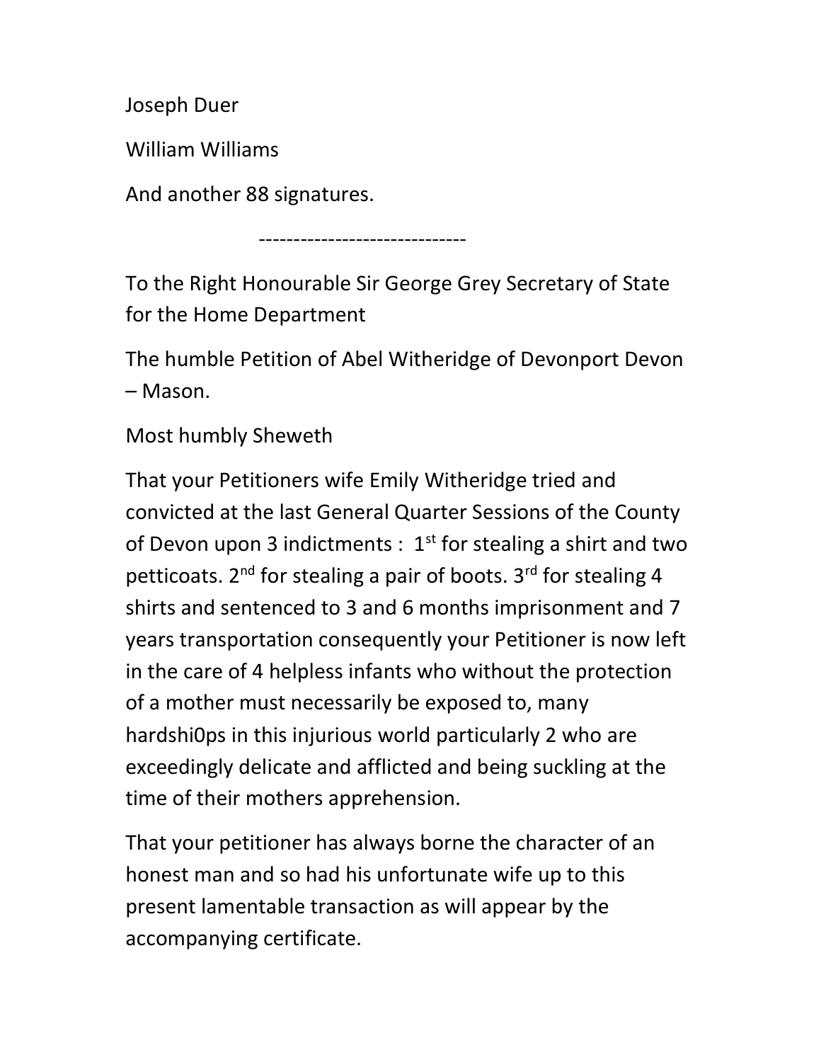Joseph Duer

William Williams

And another 88 signatures.

------------------------------

To the Right Honourable Sir George Grey Secretary of State for the Home Department

The humble Petition of Abel Witheridge of Devonport Devon – Mason.

Most humbly Sheweth

That your Petitioners wife Emily Witheridge tried and convicted at the last General Quarter Sessions of the County of Devon upon 3 indictments : 1st for stealing a shirt and two petticoats. 2nd for stealing a pair of boots. 3rd for stealing 4 shirts and sentenced to 3 and 6 months imprisonment and 7 years transportation consequently your Petitioner is now left in the care of 4 helpless infants who without the protection of a mother must necessarily be exposed to, many hardshi0ps in this injurious world particularly 2 who are exceedingly delicate and afflicted and being suckling at the time of their mothers apprehension.

That your petitioner has always borne the character of an honest man and so had his unfortunate wife up to this present lamentable transaction as will appear by the accompanying certificate.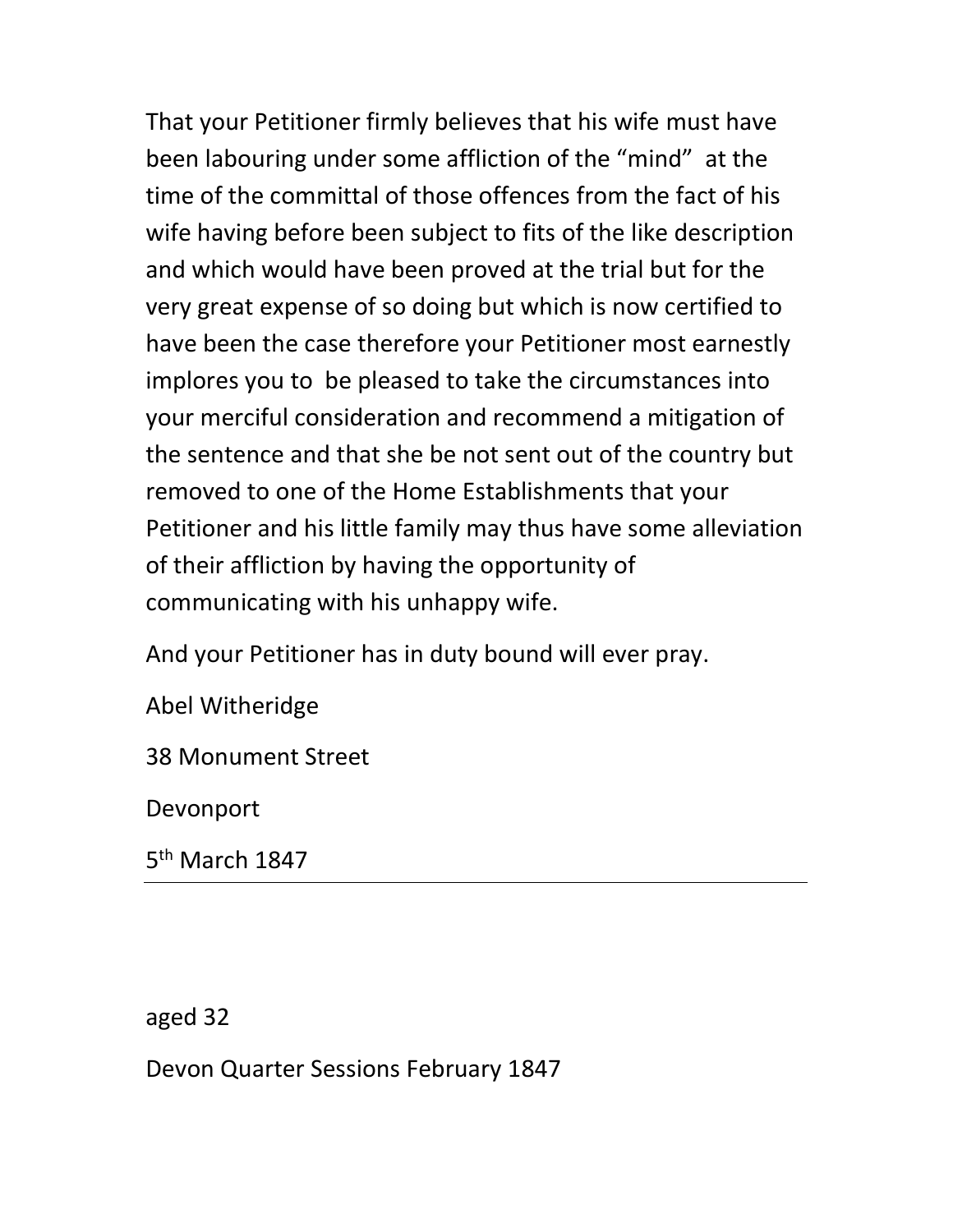That your Petitioner firmly believes that his wife must have been labouring under some affliction of the “mind” at the time of the committal of those offences from the fact of his wife having before been subject to fits of the like description and which would have been proved at the trial but for the very great expense of so doing but which is now certified to have been the case therefore your Petitioner most earnestly implores you to be pleased to take the circumstances into your merciful consideration and recommend a mitigation of the sentence and that she be not sent out of the country but removed to one of the Home Establishments that your Petitioner and his little family may thus have some alleviation of their affliction by having the opportunity of communicating with his unhappy wife.

And your Petitioner has in duty bound will ever pray.

Abel Witheridge

38 Monument Street

Devonport

5th March 1847

---

aged 32

Devon Quarter Sessions February 1847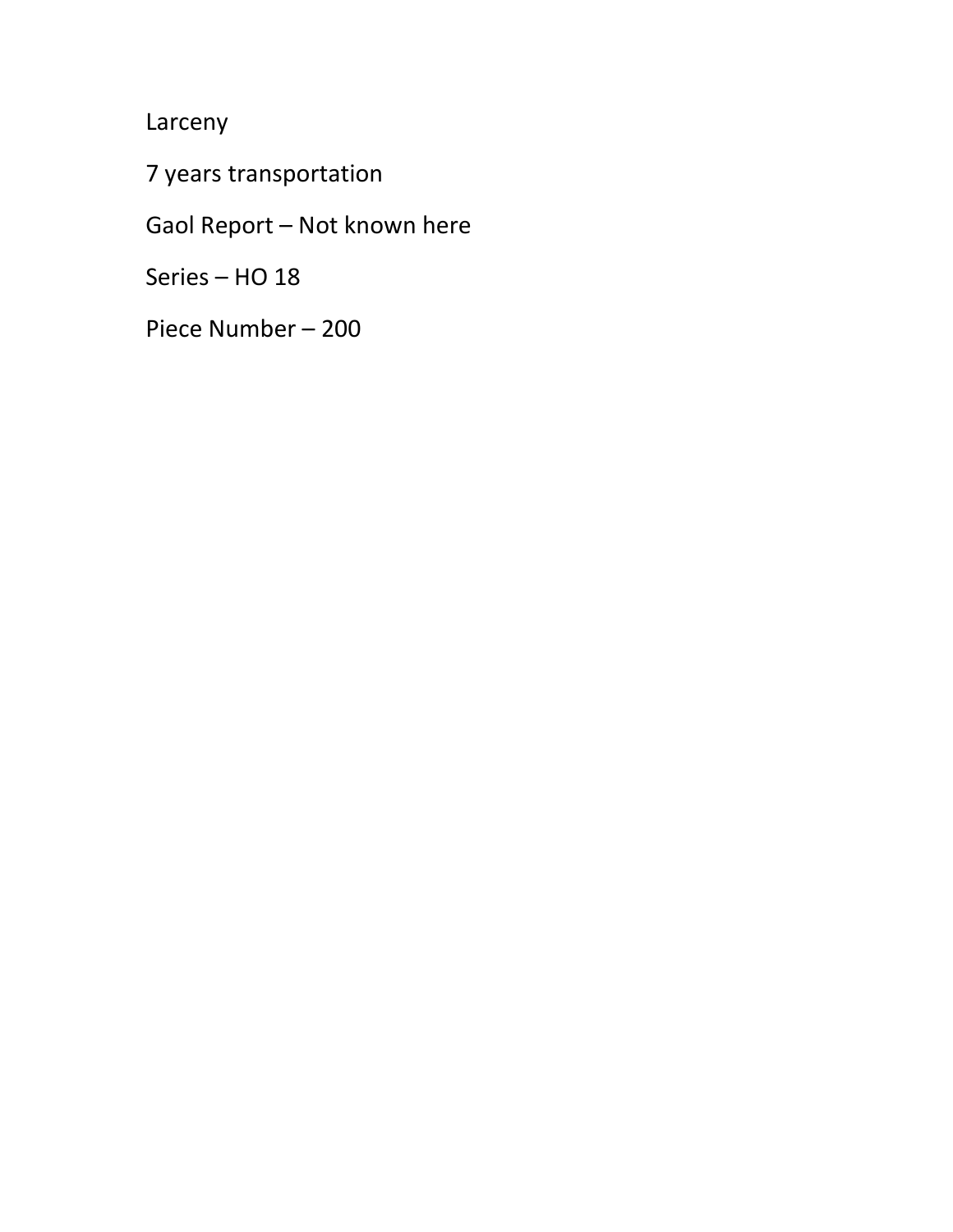Larceny

7 years transportation

Gaol Report – Not known here

Series – HO 18

Piece Number – 200